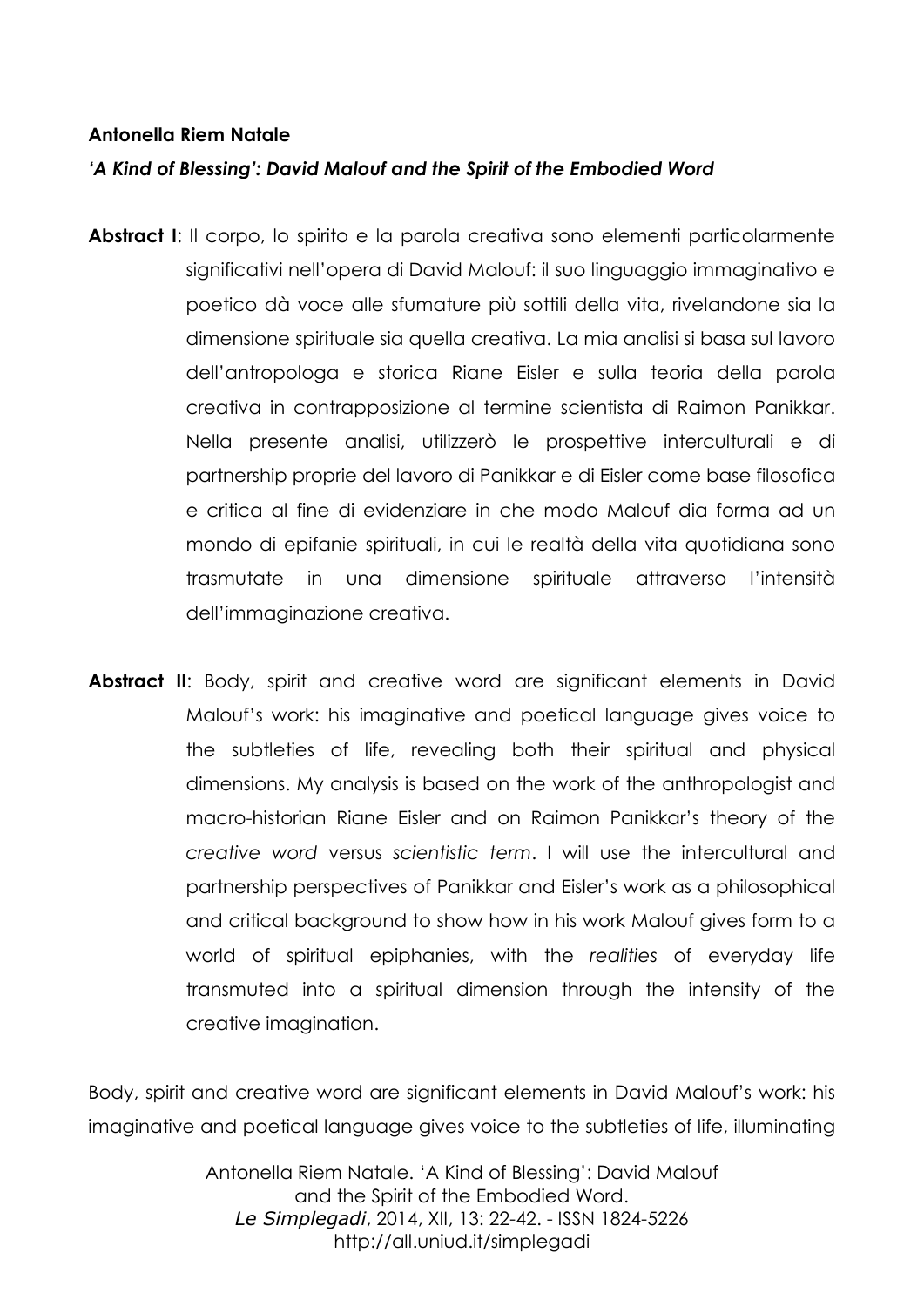**Antonella Riem Natale**

***'A Kind of Blessing': David Malouf and the Spirit of the Embodied Word***

**Abstract I**: Il corpo, lo spirito e la parola creativa sono elementi particolarmente significativi nell'opera di David Malouf: il suo linguaggio immaginativo e poetico dà voce alle sfumature più sottili della vita, rivelandone sia la dimensione spirituale sia quella creativa. La mia analisi si basa sul lavoro dell'antropologa e storica Riane Eisler e sulla teoria della parola creativa in contrapposizione al termine scientista di Raimon Panikkar. Nella presente analisi, utilizzerò le prospettive interculturali e di partnership proprie del lavoro di Panikkar e di Eisler come base filosofica e critica al fine di evidenziare in che modo Malouf dia forma ad un mondo di epifanie spirituali, in cui le realtà della vita quotidiana sono trasmutate in una dimensione spirituale attraverso l'intensità dell'immaginazione creativa.

**Abstract II**: Body, spirit and creative word are significant elements in David Malouf's work: his imaginative and poetical language gives voice to the subtleties of life, revealing both their spiritual and physical dimensions. My analysis is based on the work of the anthropologist and macro-historian Riane Eisler and on Raimon Panikkar's theory of the *creative word* versus *scientistic term*. I will use the intercultural and partnership perspectives of Panikkar and Eisler's work as a philosophical and critical background to show how in his work Malouf gives form to a world of spiritual epiphanies, with the *realities* of everyday life transmuted into a spiritual dimension through the intensity of the creative imagination.

Body, spirit and creative word are significant elements in David Malouf's work: his imaginative and poetical language gives voice to the subtleties of life, illuminating

Antonella Riem Natale. 'A Kind of Blessing': David Malouf and the Spirit of the Embodied Word. *Le Simplegadi*, 2014, XII, 13: 22-42. - ISSN 1824-5226 http://all.uniud.it/simplegadi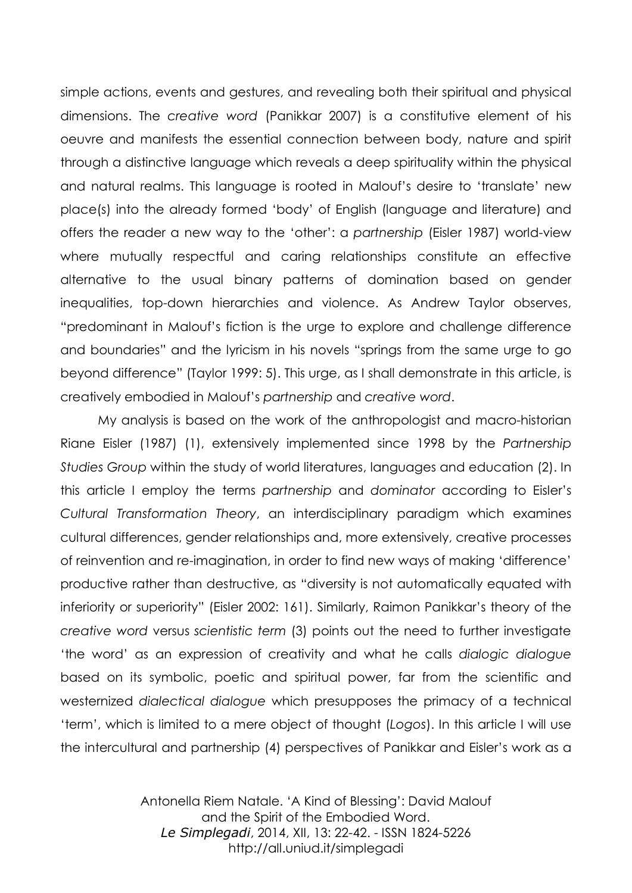simple actions, events and gestures, and revealing both their spiritual and physical dimensions. The *creative word* (Panikkar 2007) is a constitutive element of his oeuvre and manifests the essential connection between body, nature and spirit through a distinctive language which reveals a deep spirituality within the physical and natural realms. This language is rooted in Malouf's desire to 'translate' new place(s) into the already formed 'body' of English (language and literature) and offers the reader a new way to the 'other': a *partnership* (Eisler 1987) world-view where mutually respectful and caring relationships constitute an effective alternative to the usual binary patterns of domination based on gender inequalities, top-down hierarchies and violence. As Andrew Taylor observes, "predominant in Malouf's fiction is the urge to explore and challenge difference and boundaries" and the lyricism in his novels "springs from the same urge to go beyond difference" (Taylor 1999: 5). This urge, as I shall demonstrate in this article, is creatively embodied in Malouf's *partnership* and *creative word*.

My analysis is based on the work of the anthropologist and macro-historian Riane Eisler (1987) (1), extensively implemented since 1998 by the *Partnership Studies Group* within the study of world literatures, languages and education (2). In this article I employ the terms *partnership* and *dominator* according to Eisler's *Cultural Transformation Theory*, an interdisciplinary paradigm which examines cultural differences, gender relationships and, more extensively, creative processes of reinvention and re-imagination, in order to find new ways of making 'difference' productive rather than destructive, as "diversity is not automatically equated with inferiority or superiority" (Eisler 2002: 161). Similarly, Raimon Panikkar's theory of the *creative word* versus *scientistic term* (3) points out the need to further investigate 'the word' as an expression of creativity and what he calls *dialogic dialogue* based on its symbolic, poetic and spiritual power, far from the scientific and westernized *dialectical dialogue* which presupposes the primacy of a technical 'term', which is limited to a mere object of thought (*Logos*). In this article I will use the intercultural and partnership (4) perspectives of Panikkar and Eisler's work as a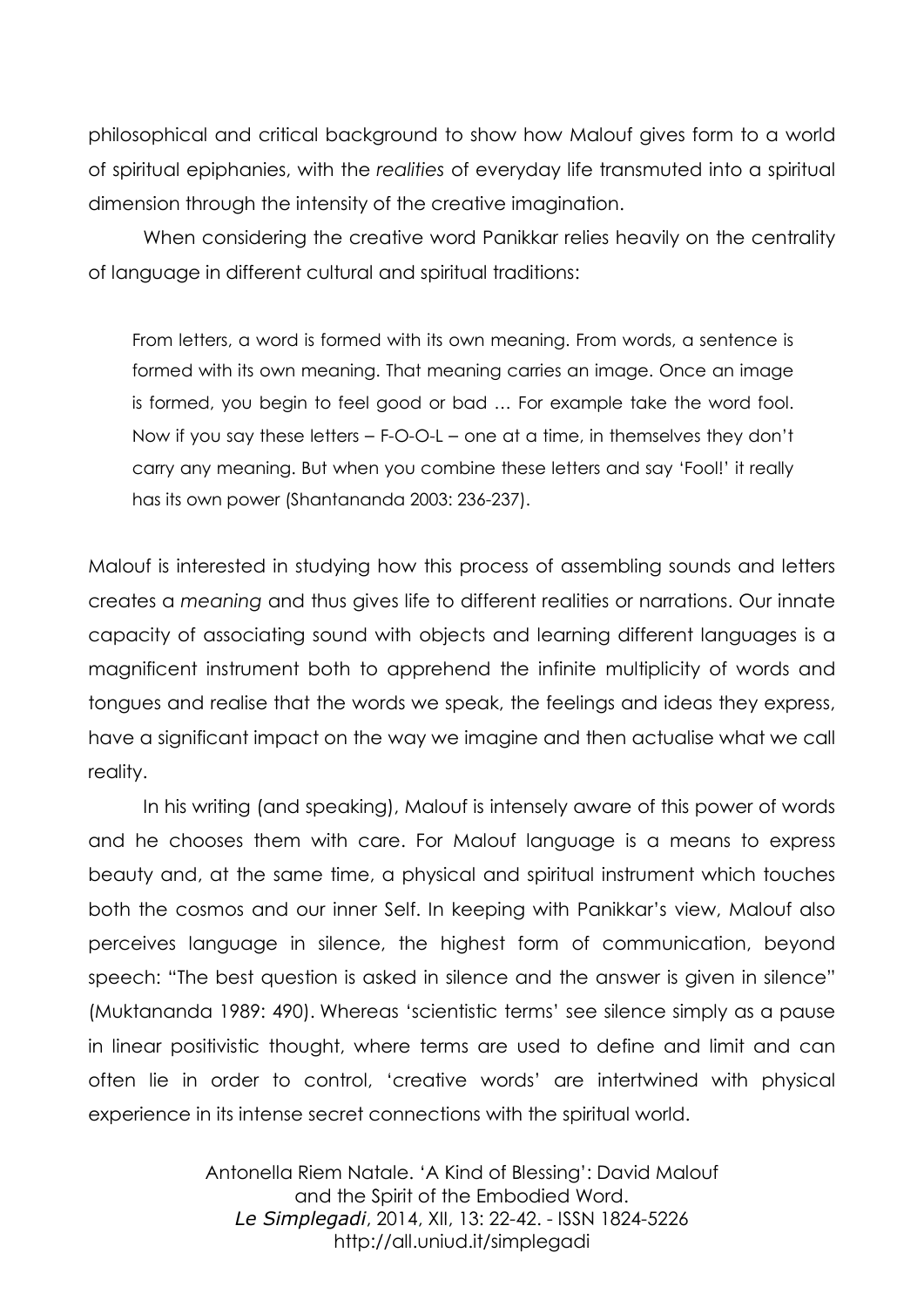philosophical and critical background to show how Malouf gives form to a world of spiritual epiphanies, with the *realities* of everyday life transmuted into a spiritual dimension through the intensity of the creative imagination.

When considering the creative word Panikkar relies heavily on the centrality of language in different cultural and spiritual traditions:

> From letters, a word is formed with its own meaning. From words, a sentence is formed with its own meaning. That meaning carries an image. Once an image is formed, you begin to feel good or bad … For example take the word fool. Now if you say these letters – F-O-O-L – one at a time, in themselves they don't carry any meaning. But when you combine these letters and say 'Fool!' it really has its own power (Shantananda 2003: 236-237).

Malouf is interested in studying how this process of assembling sounds and letters creates a *meaning* and thus gives life to different realities or narrations. Our innate capacity of associating sound with objects and learning different languages is a magnificent instrument both to apprehend the infinite multiplicity of words and tongues and realise that the words we speak, the feelings and ideas they express, have a significant impact on the way we imagine and then actualise what we call reality.

In his writing (and speaking), Malouf is intensely aware of this power of words and he chooses them with care. For Malouf language is a means to express beauty and, at the same time, a physical and spiritual instrument which touches both the cosmos and our inner Self. In keeping with Panikkar's view, Malouf also perceives language in silence, the highest form of communication, beyond speech: "The best question is asked in silence and the answer is given in silence" (Muktananda 1989: 490). Whereas 'scientistic terms' see silence simply as a pause in linear positivistic thought, where terms are used to define and limit and can often lie in order to control, 'creative words' are intertwined with physical experience in its intense secret connections with the spiritual world.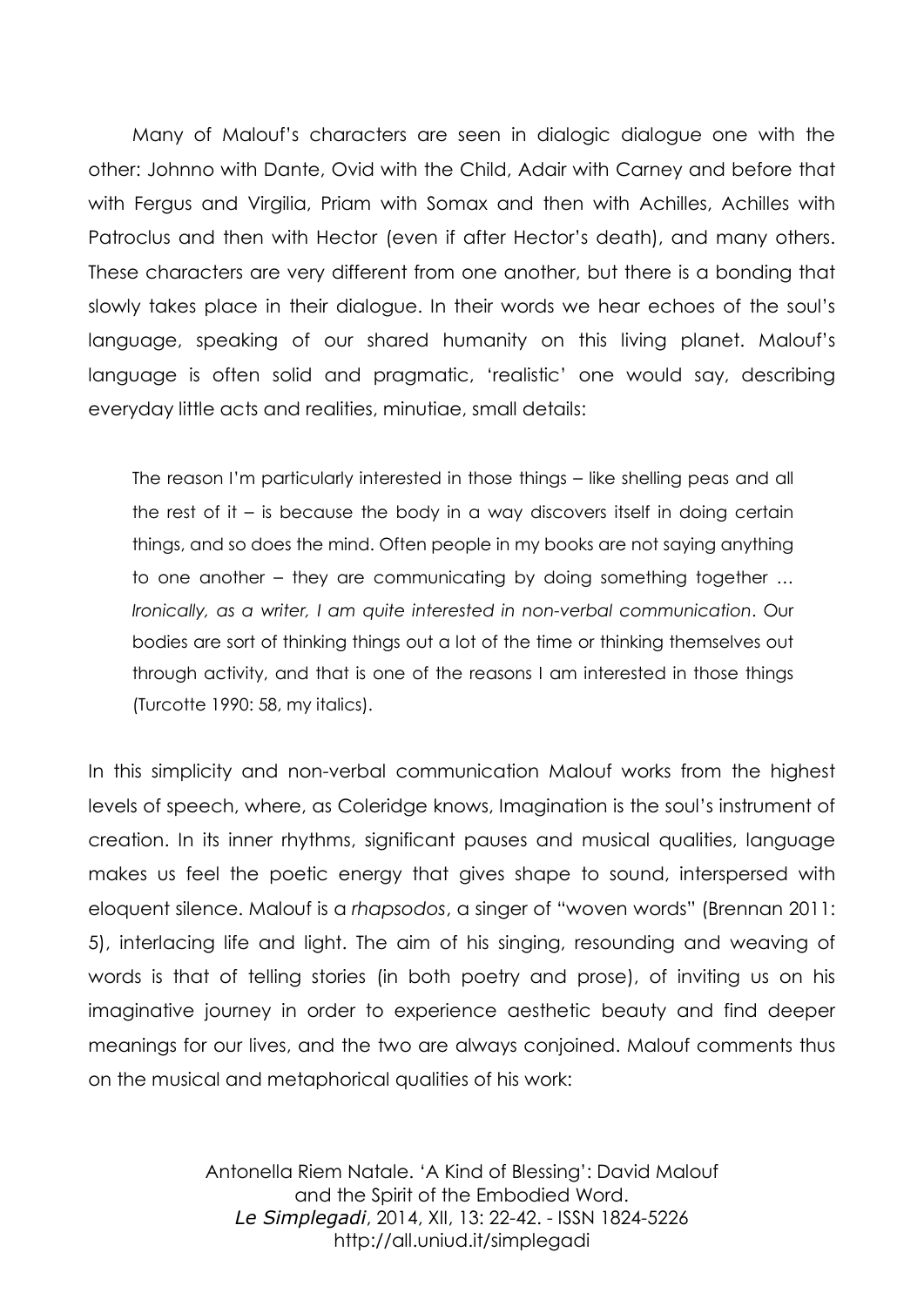Many of Malouf's characters are seen in dialogic dialogue one with the other: Johnno with Dante, Ovid with the Child, Adair with Carney and before that with Fergus and Virgilia, Priam with Somax and then with Achilles, Achilles with Patroclus and then with Hector (even if after Hector's death), and many others. These characters are very different from one another, but there is a bonding that slowly takes place in their dialogue. In their words we hear echoes of the soul's language, speaking of our shared humanity on this living planet. Malouf's language is often solid and pragmatic, 'realistic' one would say, describing everyday little acts and realities, minutiae, small details:

> The reason I'm particularly interested in those things – like shelling peas and all the rest of it – is because the body in a way discovers itself in doing certain things, and so does the mind. Often people in my books are not saying anything to one another – they are communicating by doing something together … *Ironically, as a writer, I am quite interested in non-verbal communication*. Our bodies are sort of thinking things out a lot of the time or thinking themselves out through activity, and that is one of the reasons I am interested in those things (Turcotte 1990: 58, my italics).

In this simplicity and non-verbal communication Malouf works from the highest levels of speech, where, as Coleridge knows, Imagination is the soul's instrument of creation. In its inner rhythms, significant pauses and musical qualities, language makes us feel the poetic energy that gives shape to sound, interspersed with eloquent silence. Malouf is a *rhapsodos*, a singer of "woven words" (Brennan 2011: 5), interlacing life and light. The aim of his singing, resounding and weaving of words is that of telling stories (in both poetry and prose), of inviting us on his imaginative journey in order to experience aesthetic beauty and find deeper meanings for our lives, and the two are always conjoined. Malouf comments thus on the musical and metaphorical qualities of his work: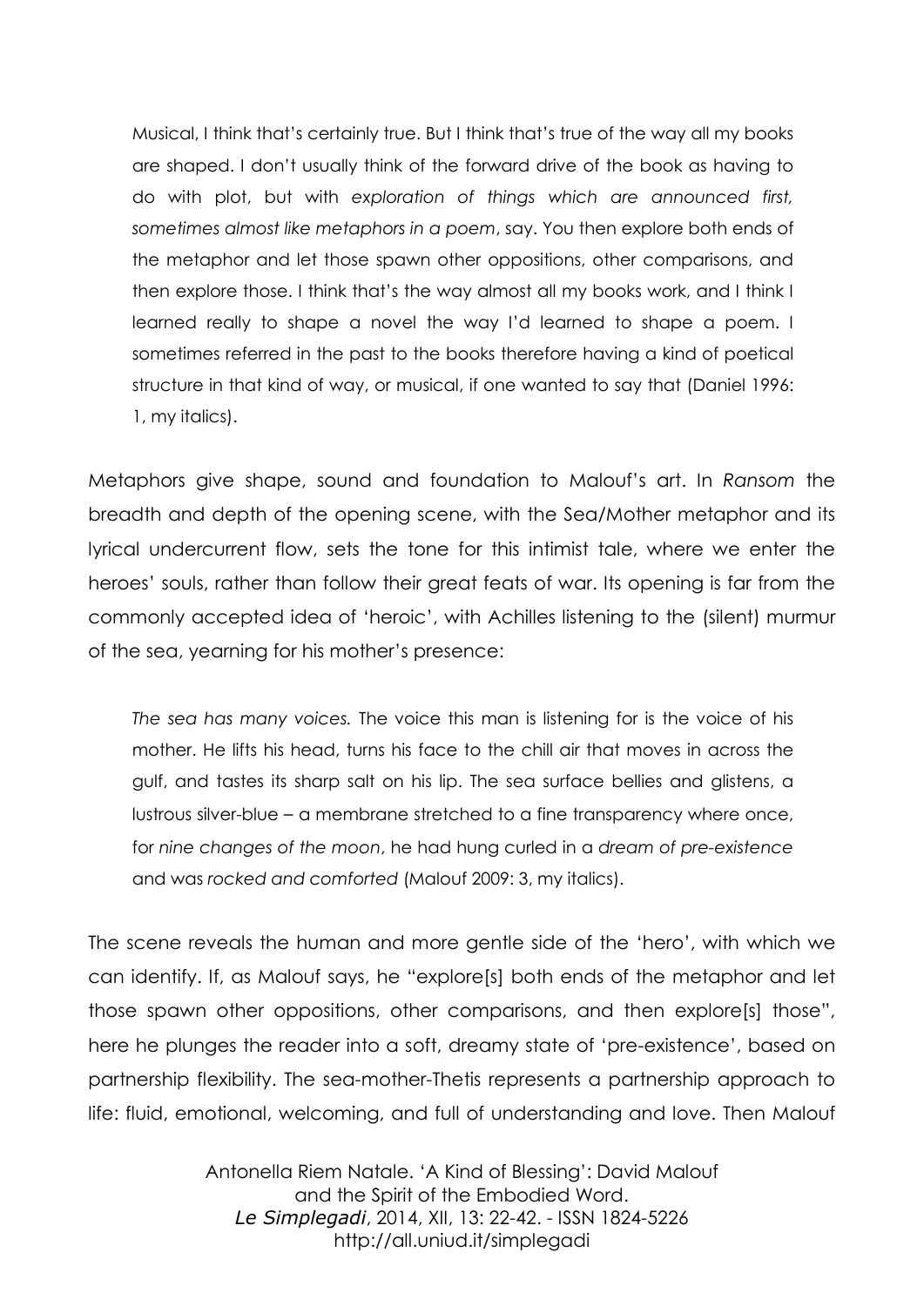> Musical, I think that's certainly true. But I think that's true of the way all my books are shaped. I don't usually think of the forward drive of the book as having to do with plot, but with *exploration of things which are announced first, sometimes almost like metaphors in a poem*, say. You then explore both ends of the metaphor and let those spawn other oppositions, other comparisons, and then explore those. I think that's the way almost all my books work, and I think I learned really to shape a novel the way I'd learned to shape a poem. I sometimes referred in the past to the books therefore having a kind of poetical structure in that kind of way, or musical, if one wanted to say that (Daniel 1996: 1, my italics).

Metaphors give shape, sound and foundation to Malouf's art. In *Ransom* the breadth and depth of the opening scene, with the Sea/Mother metaphor and its lyrical undercurrent flow, sets the tone for this intimist tale, where we enter the heroes' souls, rather than follow their great feats of war. Its opening is far from the commonly accepted idea of 'heroic', with Achilles listening to the (silent) murmur of the sea, yearning for his mother's presence:

> *The sea has many voices.* The voice this man is listening for is the voice of his mother. He lifts his head, turns his face to the chill air that moves in across the gulf, and tastes its sharp salt on his lip. The sea surface bellies and glistens, a lustrous silver-blue – a membrane stretched to a fine transparency where once, for *nine changes of the moon*, he had hung curled in a *dream of pre-existence* and was *rocked and comforted* (Malouf 2009: 3, my italics).

The scene reveals the human and more gentle side of the 'hero', with which we can identify. If, as Malouf says, he "explore[s] both ends of the metaphor and let those spawn other oppositions, other comparisons, and then explore[s] those", here he plunges the reader into a soft, dreamy state of 'pre-existence', based on partnership flexibility. The sea-mother-Thetis represents a partnership approach to life: fluid, emotional, welcoming, and full of understanding and love. Then Malouf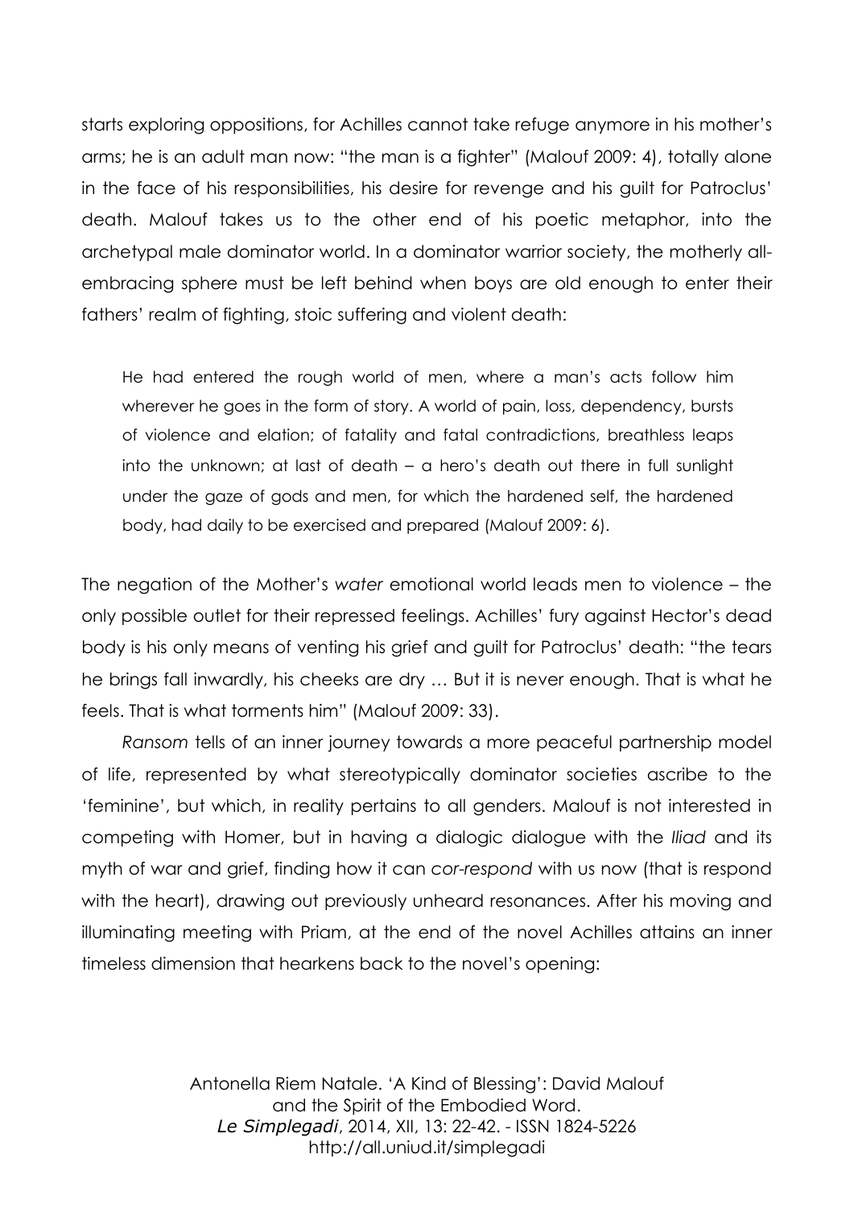starts exploring oppositions, for Achilles cannot take refuge anymore in his mother's arms; he is an adult man now: "the man is a fighter" (Malouf 2009: 4), totally alone in the face of his responsibilities, his desire for revenge and his guilt for Patroclus' death. Malouf takes us to the other end of his poetic metaphor, into the archetypal male dominator world. In a dominator warrior society, the motherly all-embracing sphere must be left behind when boys are old enough to enter their fathers' realm of fighting, stoic suffering and violent death:

> He had entered the rough world of men, where a man's acts follow him wherever he goes in the form of story. A world of pain, loss, dependency, bursts of violence and elation; of fatality and fatal contradictions, breathless leaps into the unknown; at last of death – a hero's death out there in full sunlight under the gaze of gods and men, for which the hardened self, the hardened body, had daily to be exercised and prepared (Malouf 2009: 6).

The negation of the Mother's *water* emotional world leads men to violence – the only possible outlet for their repressed feelings. Achilles' fury against Hector's dead body is his only means of venting his grief and guilt for Patroclus' death: "the tears he brings fall inwardly, his cheeks are dry … But it is never enough. That is what he feels. That is what torments him" (Malouf 2009: 33).

*Ransom* tells of an inner journey towards a more peaceful partnership model of life, represented by what stereotypically dominator societies ascribe to the 'feminine', but which, in reality pertains to all genders. Malouf is not interested in competing with Homer, but in having a dialogic dialogue with the *Iliad* and its myth of war and grief, finding how it can *cor-respond* with us now (that is respond with the heart), drawing out previously unheard resonances. After his moving and illuminating meeting with Priam, at the end of the novel Achilles attains an inner timeless dimension that hearkens back to the novel's opening: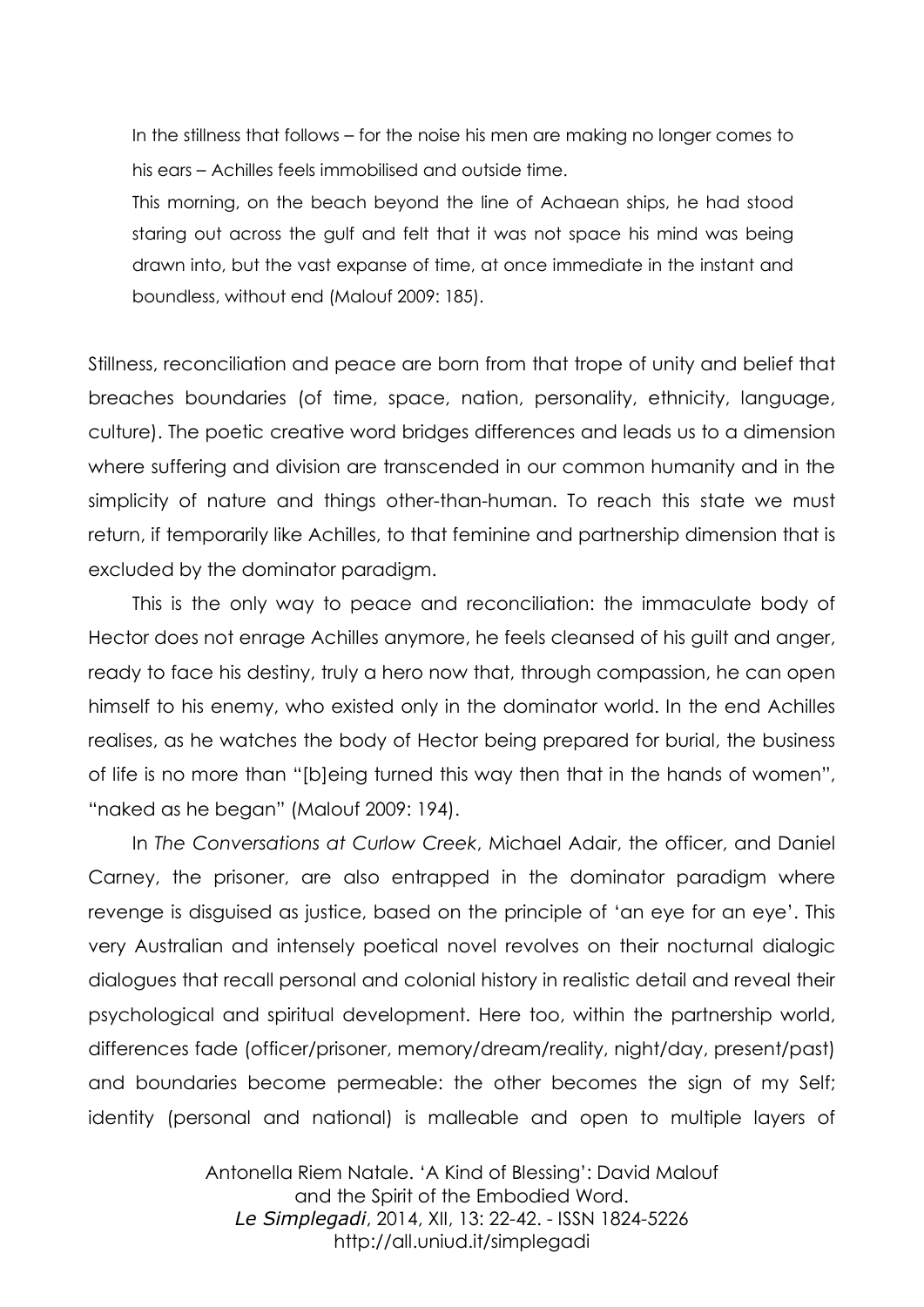> In the stillness that follows – for the noise his men are making no longer comes to his ears – Achilles feels immobilised and outside time.
>
> This morning, on the beach beyond the line of Achaean ships, he had stood staring out across the gulf and felt that it was not space his mind was being drawn into, but the vast expanse of time, at once immediate in the instant and boundless, without end (Malouf 2009: 185).

Stillness, reconciliation and peace are born from that trope of unity and belief that breaches boundaries (of time, space, nation, personality, ethnicity, language, culture). The poetic creative word bridges differences and leads us to a dimension where suffering and division are transcended in our common humanity and in the simplicity of nature and things other-than-human. To reach this state we must return, if temporarily like Achilles, to that feminine and partnership dimension that is excluded by the dominator paradigm.

This is the only way to peace and reconciliation: the immaculate body of Hector does not enrage Achilles anymore, he feels cleansed of his guilt and anger, ready to face his destiny, truly a hero now that, through compassion, he can open himself to his enemy, who existed only in the dominator world. In the end Achilles realises, as he watches the body of Hector being prepared for burial, the business of life is no more than "[b]eing turned this way then that in the hands of women", "naked as he began" (Malouf 2009: 194).

In *The Conversations at Curlow Creek*, Michael Adair, the officer, and Daniel Carney, the prisoner, are also entrapped in the dominator paradigm where revenge is disguised as justice, based on the principle of 'an eye for an eye'. This very Australian and intensely poetical novel revolves on their nocturnal dialogic dialogues that recall personal and colonial history in realistic detail and reveal their psychological and spiritual development. Here too, within the partnership world, differences fade (officer/prisoner, memory/dream/reality, night/day, present/past) and boundaries become permeable: the other becomes the sign of my Self; identity (personal and national) is malleable and open to multiple layers of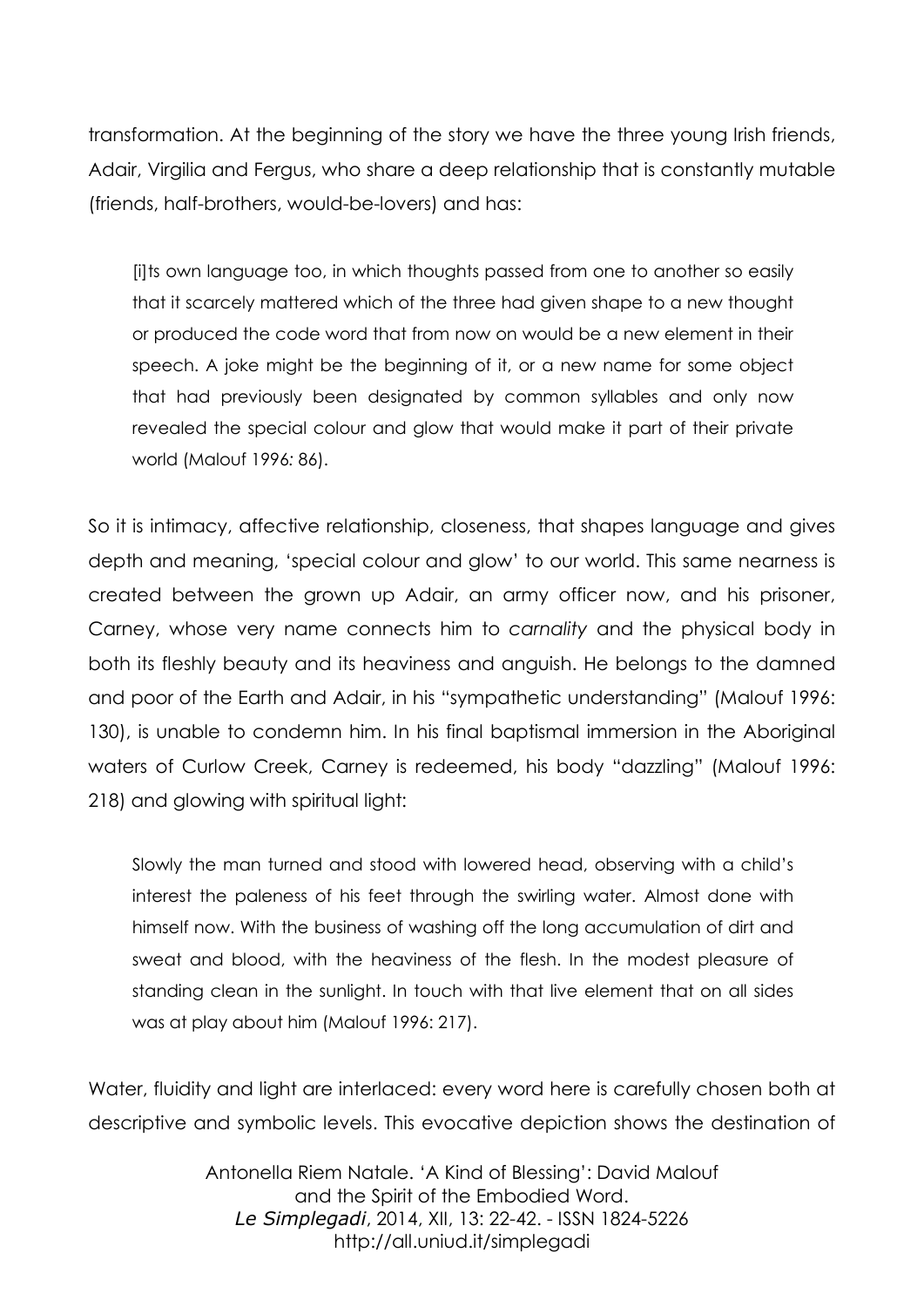transformation. At the beginning of the story we have the three young Irish friends, Adair, Virgilia and Fergus, who share a deep relationship that is constantly mutable (friends, half-brothers, would-be-lovers) and has:

> [i]ts own language too, in which thoughts passed from one to another so easily that it scarcely mattered which of the three had given shape to a new thought or produced the code word that from now on would be a new element in their speech. A joke might be the beginning of it, or a new name for some object that had previously been designated by common syllables and only now revealed the special colour and glow that would make it part of their private world (Malouf 1996*:* 86).

So it is intimacy, affective relationship, closeness, that shapes language and gives depth and meaning, 'special colour and glow' to our world. This same nearness is created between the grown up Adair, an army officer now, and his prisoner, Carney, whose very name connects him to *carnality* and the physical body in both its fleshly beauty and its heaviness and anguish. He belongs to the damned and poor of the Earth and Adair, in his "sympathetic understanding" (Malouf 1996: 130), is unable to condemn him. In his final baptismal immersion in the Aboriginal waters of Curlow Creek, Carney is redeemed, his body "dazzling" (Malouf 1996: 218) and glowing with spiritual light:

> Slowly the man turned and stood with lowered head, observing with a child's interest the paleness of his feet through the swirling water. Almost done with himself now. With the business of washing off the long accumulation of dirt and sweat and blood, with the heaviness of the flesh. In the modest pleasure of standing clean in the sunlight. In touch with that live element that on all sides was at play about him (Malouf 1996: 217).

Water, fluidity and light are interlaced: every word here is carefully chosen both at descriptive and symbolic levels. This evocative depiction shows the destination of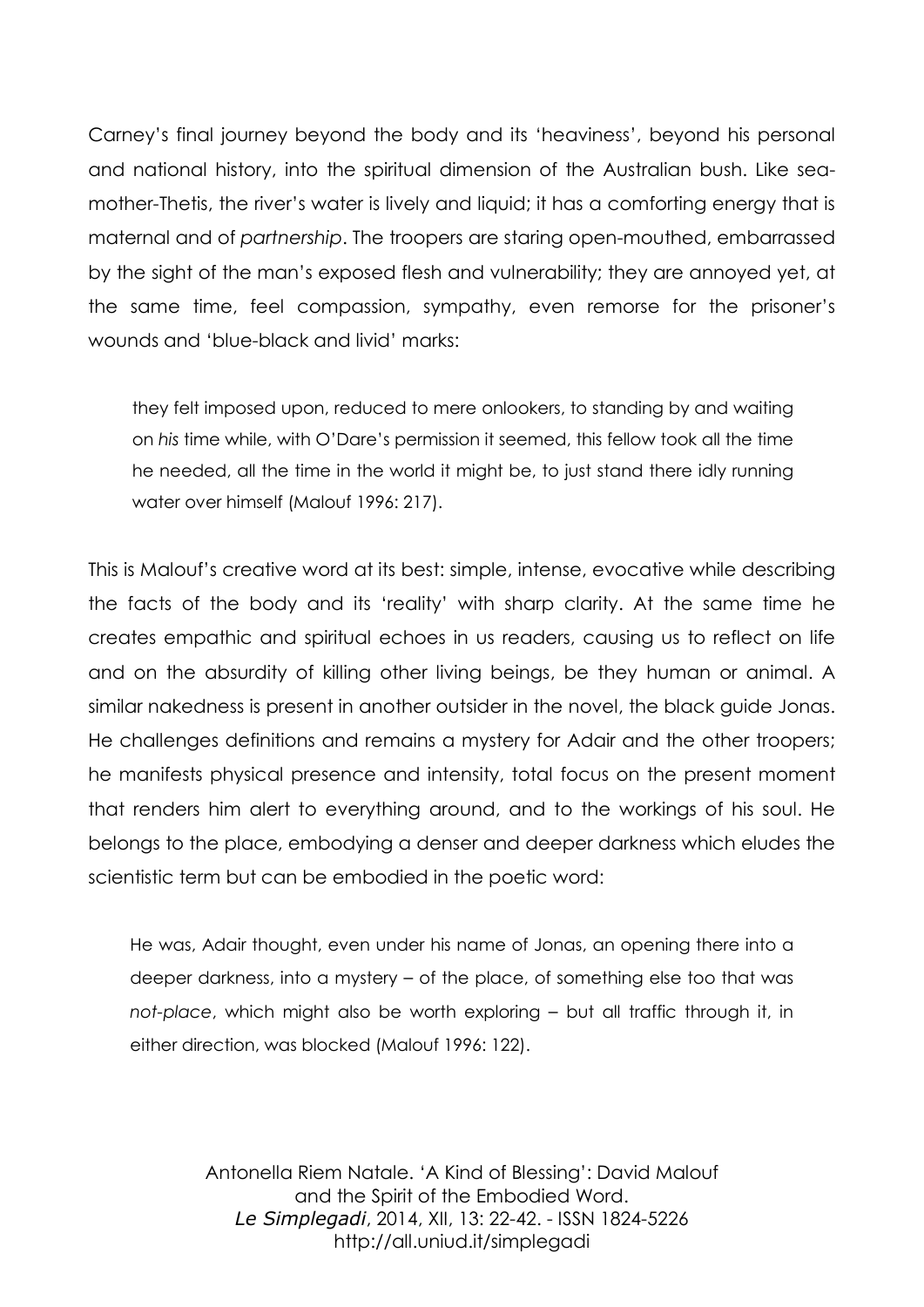Carney's final journey beyond the body and its 'heaviness', beyond his personal and national history, into the spiritual dimension of the Australian bush. Like sea-mother-Thetis, the river's water is lively and liquid; it has a comforting energy that is maternal and of *partnership*. The troopers are staring open-mouthed, embarrassed by the sight of the man's exposed flesh and vulnerability; they are annoyed yet, at the same time, feel compassion, sympathy, even remorse for the prisoner's wounds and 'blue-black and livid' marks:

> they felt imposed upon, reduced to mere onlookers, to standing by and waiting on *his* time while, with O'Dare's permission it seemed, this fellow took all the time he needed, all the time in the world it might be, to just stand there idly running water over himself (Malouf 1996: 217).

This is Malouf's creative word at its best: simple, intense, evocative while describing the facts of the body and its 'reality' with sharp clarity. At the same time he creates empathic and spiritual echoes in us readers, causing us to reflect on life and on the absurdity of killing other living beings, be they human or animal. A similar nakedness is present in another outsider in the novel, the black guide Jonas. He challenges definitions and remains a mystery for Adair and the other troopers; he manifests physical presence and intensity, total focus on the present moment that renders him alert to everything around, and to the workings of his soul. He belongs to the place, embodying a denser and deeper darkness which eludes the scientistic term but can be embodied in the poetic word:

> He was, Adair thought, even under his name of Jonas, an opening there into a deeper darkness, into a mystery – of the place, of something else too that was *not-place*, which might also be worth exploring – but all traffic through it, in either direction, was blocked (Malouf 1996: 122).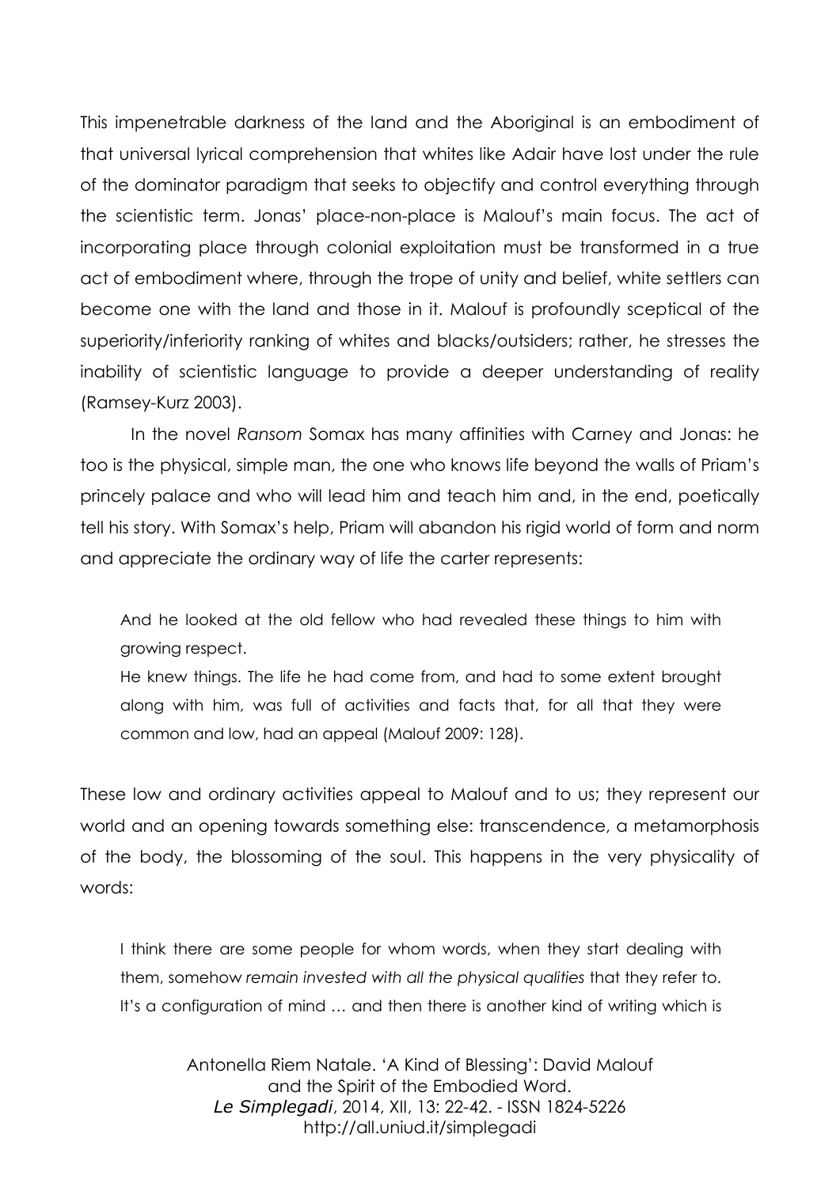This impenetrable darkness of the land and the Aboriginal is an embodiment of that universal lyrical comprehension that whites like Adair have lost under the rule of the dominator paradigm that seeks to objectify and control everything through the scientistic term. Jonas' place-non-place is Malouf's main focus. The act of incorporating place through colonial exploitation must be transformed in a true act of embodiment where, through the trope of unity and belief, white settlers can become one with the land and those in it. Malouf is profoundly sceptical of the superiority/inferiority ranking of whites and blacks/outsiders; rather, he stresses the inability of scientistic language to provide a deeper understanding of reality (Ramsey-Kurz 2003).

In the novel *Ransom* Somax has many affinities with Carney and Jonas: he too is the physical, simple man, the one who knows life beyond the walls of Priam's princely palace and who will lead him and teach him and, in the end, poetically tell his story. With Somax's help, Priam will abandon his rigid world of form and norm and appreciate the ordinary way of life the carter represents:

> And he looked at the old fellow who had revealed these things to him with growing respect.
> He knew things. The life he had come from, and had to some extent brought along with him, was full of activities and facts that, for all that they were common and low, had an appeal (Malouf 2009: 128).

These low and ordinary activities appeal to Malouf and to us; they represent our world and an opening towards something else: transcendence, a metamorphosis of the body, the blossoming of the soul. This happens in the very physicality of words:

> I think there are some people for whom words, when they start dealing with them, somehow *remain invested with all the physical qualities* that they refer to. It's a configuration of mind … and then there is another kind of writing which is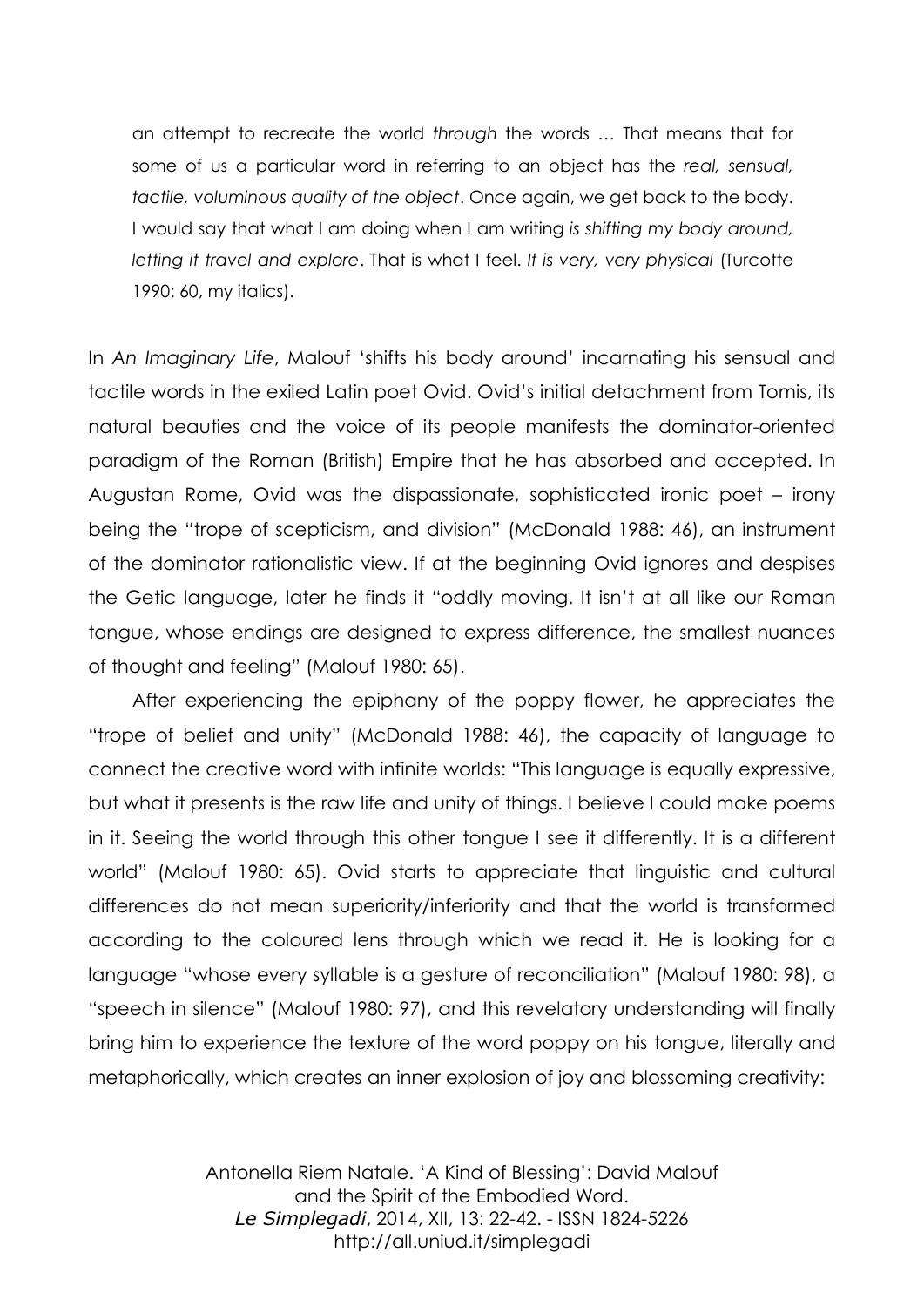an attempt to recreate the world *through* the words … That means that for some of us a particular word in referring to an object has the *real, sensual, tactile, voluminous quality of the object*. Once again, we get back to the body. I would say that what I am doing when I am writing *is shifting my body around, letting it travel and explore*. That is what I feel. *It is very, very physical* (Turcotte 1990: 60, my italics).

In *An Imaginary Life*, Malouf 'shifts his body around' incarnating his sensual and tactile words in the exiled Latin poet Ovid. Ovid's initial detachment from Tomis, its natural beauties and the voice of its people manifests the dominator-oriented paradigm of the Roman (British) Empire that he has absorbed and accepted. In Augustan Rome, Ovid was the dispassionate, sophisticated ironic poet – irony being the "trope of scepticism, and division" (McDonald 1988: 46), an instrument of the dominator rationalistic view. If at the beginning Ovid ignores and despises the Getic language, later he finds it "oddly moving. It isn't at all like our Roman tongue, whose endings are designed to express difference, the smallest nuances of thought and feeling" (Malouf 1980: 65).

After experiencing the epiphany of the poppy flower, he appreciates the "trope of belief and unity" (McDonald 1988: 46), the capacity of language to connect the creative word with infinite worlds: "This language is equally expressive, but what it presents is the raw life and unity of things. I believe I could make poems in it. Seeing the world through this other tongue I see it differently. It is a different world" (Malouf 1980: 65). Ovid starts to appreciate that linguistic and cultural differences do not mean superiority/inferiority and that the world is transformed according to the coloured lens through which we read it. He is looking for a language "whose every syllable is a gesture of reconciliation" (Malouf 1980: 98), a "speech in silence" (Malouf 1980: 97), and this revelatory understanding will finally bring him to experience the texture of the word poppy on his tongue, literally and metaphorically, which creates an inner explosion of joy and blossoming creativity: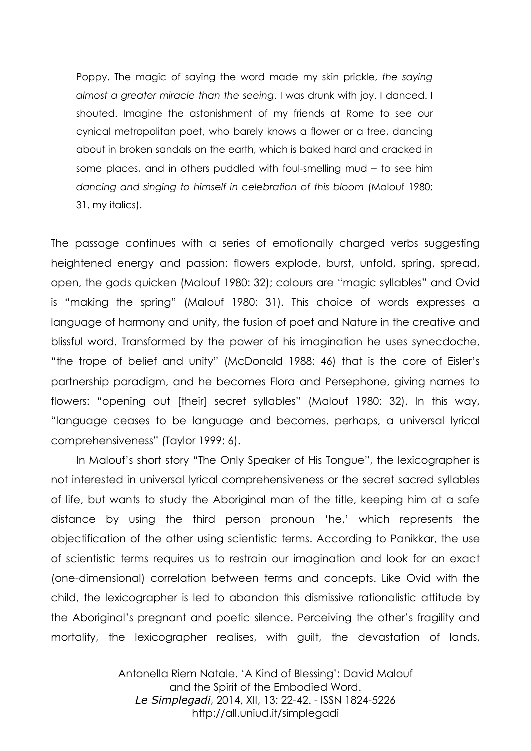> Poppy. The magic of saying the word made my skin prickle, *the saying almost a greater miracle than the seeing*. I was drunk with joy. I danced. I shouted. Imagine the astonishment of my friends at Rome to see our cynical metropolitan poet, who barely knows a flower or a tree, dancing about in broken sandals on the earth, which is baked hard and cracked in some places, and in others puddled with foul-smelling mud – to see him *dancing and singing to himself in celebration of this bloom* (Malouf 1980: 31, my italics).

The passage continues with a series of emotionally charged verbs suggesting heightened energy and passion: flowers explode, burst, unfold, spring, spread, open, the gods quicken (Malouf 1980: 32); colours are "magic syllables" and Ovid is "making the spring" (Malouf 1980: 31). This choice of words expresses a language of harmony and unity, the fusion of poet and Nature in the creative and blissful word. Transformed by the power of his imagination he uses synecdoche, "the trope of belief and unity" (McDonald 1988: 46) that is the core of Eisler's partnership paradigm, and he becomes Flora and Persephone, giving names to flowers: "opening out [their] secret syllables" (Malouf 1980: 32). In this way, "language ceases to be language and becomes, perhaps, a universal lyrical comprehensiveness" (Taylor 1999: 6).

In Malouf's short story "The Only Speaker of His Tongue", the lexicographer is not interested in universal lyrical comprehensiveness or the secret sacred syllables of life, but wants to study the Aboriginal man of the title, keeping him at a safe distance by using the third person pronoun 'he,' which represents the objectification of the other using scientistic terms. According to Panikkar, the use of scientistic terms requires us to restrain our imagination and look for an exact (one-dimensional) correlation between terms and concepts. Like Ovid with the child, the lexicographer is led to abandon this dismissive rationalistic attitude by the Aboriginal's pregnant and poetic silence. Perceiving the other's fragility and mortality, the lexicographer realises, with guilt, the devastation of lands,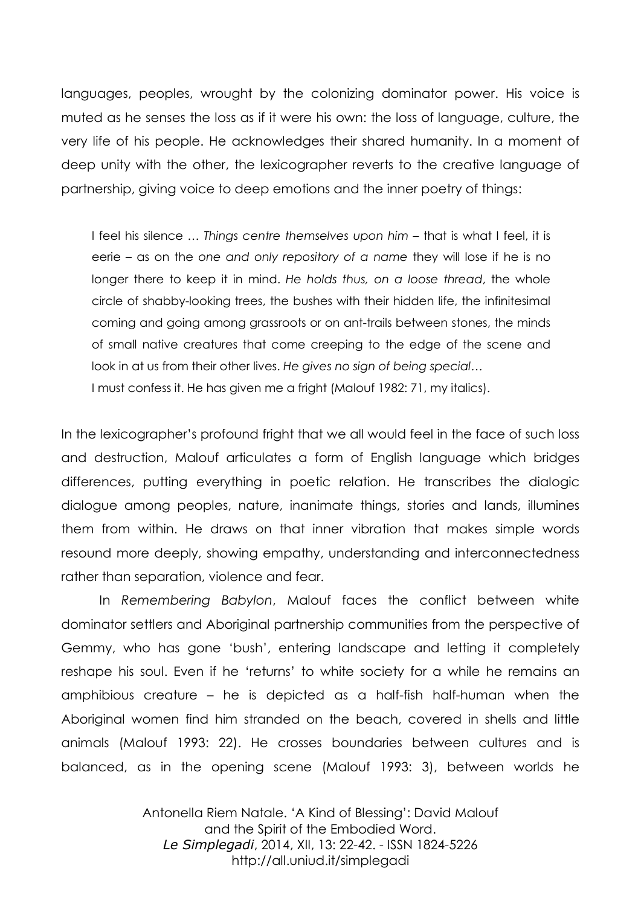languages, peoples, wrought by the colonizing dominator power. His voice is muted as he senses the loss as if it were his own: the loss of language, culture, the very life of his people. He acknowledges their shared humanity. In a moment of deep unity with the other, the lexicographer reverts to the creative language of partnership, giving voice to deep emotions and the inner poetry of things:

> I feel his silence … *Things centre themselves upon him* – that is what I feel, it is eerie – as on the *one and only repository of a name* they will lose if he is no longer there to keep it in mind. *He holds thus, on a loose thread*, the whole circle of shabby-looking trees, the bushes with their hidden life, the infinitesimal coming and going among grassroots or on ant-trails between stones, the minds of small native creatures that come creeping to the edge of the scene and look in at us from their other lives. *He gives no sign of being special…*
> I must confess it. He has given me a fright (Malouf 1982: 71, my italics).

In the lexicographer's profound fright that we all would feel in the face of such loss and destruction, Malouf articulates a form of English language which bridges differences, putting everything in poetic relation. He transcribes the dialogic dialogue among peoples, nature, inanimate things, stories and lands, illumines them from within. He draws on that inner vibration that makes simple words resound more deeply, showing empathy, understanding and interconnectedness rather than separation, violence and fear.

In *Remembering Babylon*, Malouf faces the conflict between white dominator settlers and Aboriginal partnership communities from the perspective of Gemmy, who has gone 'bush', entering landscape and letting it completely reshape his soul. Even if he 'returns' to white society for a while he remains an amphibious creature – he is depicted as a half-fish half-human when the Aboriginal women find him stranded on the beach, covered in shells and little animals (Malouf 1993: 22). He crosses boundaries between cultures and is balanced, as in the opening scene (Malouf 1993: 3), between worlds he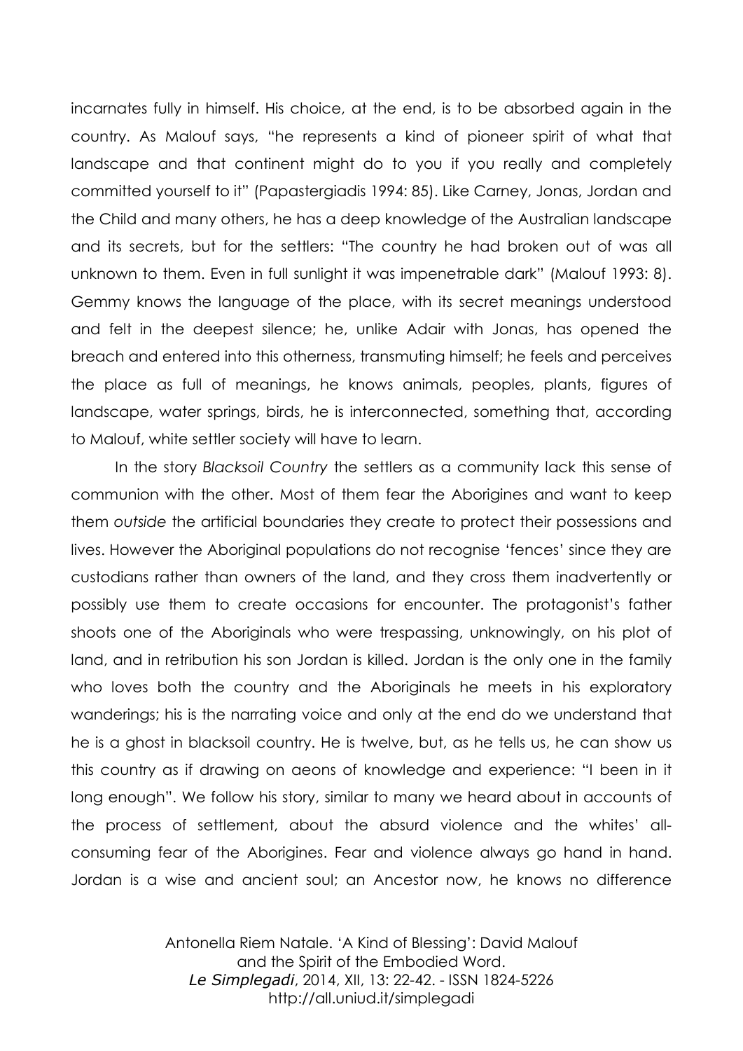incarnates fully in himself. His choice, at the end, is to be absorbed again in the country. As Malouf says, "he represents a kind of pioneer spirit of what that landscape and that continent might do to you if you really and completely committed yourself to it" (Papastergiadis 1994: 85). Like Carney, Jonas, Jordan and the Child and many others, he has a deep knowledge of the Australian landscape and its secrets, but for the settlers: "The country he had broken out of was all unknown to them. Even in full sunlight it was impenetrable dark" (Malouf 1993: 8). Gemmy knows the language of the place, with its secret meanings understood and felt in the deepest silence; he, unlike Adair with Jonas, has opened the breach and entered into this otherness, transmuting himself; he feels and perceives the place as full of meanings, he knows animals, peoples, plants, figures of landscape, water springs, birds, he is interconnected, something that, according to Malouf, white settler society will have to learn.

In the story *Blacksoil Country* the settlers as a community lack this sense of communion with the other. Most of them fear the Aborigines and want to keep them *outside* the artificial boundaries they create to protect their possessions and lives. However the Aboriginal populations do not recognise 'fences' since they are custodians rather than owners of the land, and they cross them inadvertently or possibly use them to create occasions for encounter. The protagonist's father shoots one of the Aboriginals who were trespassing, unknowingly, on his plot of land, and in retribution his son Jordan is killed. Jordan is the only one in the family who loves both the country and the Aboriginals he meets in his exploratory wanderings; his is the narrating voice and only at the end do we understand that he is a ghost in blacksoil country. He is twelve, but, as he tells us, he can show us this country as if drawing on aeons of knowledge and experience: "I been in it long enough". We follow his story, similar to many we heard about in accounts of the process of settlement, about the absurd violence and the whites' all-consuming fear of the Aborigines. Fear and violence always go hand in hand. Jordan is a wise and ancient soul; an Ancestor now, he knows no difference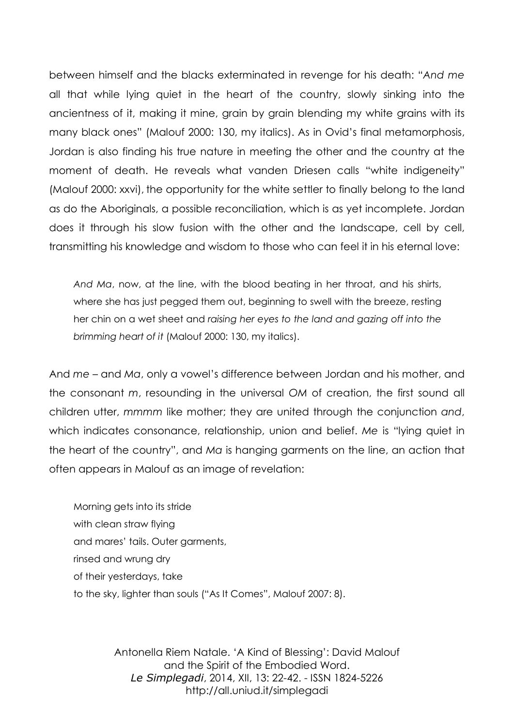between himself and the blacks exterminated in revenge for his death: "*And me* all that while lying quiet in the heart of the country, slowly sinking into the ancientness of it, making it mine, grain by grain blending my white grains with its many black ones" (Malouf 2000: 130, my italics). As in Ovid's final metamorphosis, Jordan is also finding his true nature in meeting the other and the country at the moment of death. He reveals what vanden Driesen calls "white indigeneity" (Malouf 2000: xxvi), the opportunity for the white settler to finally belong to the land as do the Aboriginals, a possible reconciliation, which is as yet incomplete. Jordan does it through his slow fusion with the other and the landscape, cell by cell, transmitting his knowledge and wisdom to those who can feel it in his eternal love:

> *And Ma*, now, at the line, with the blood beating in her throat, and his shirts, where she has just pegged them out, beginning to swell with the breeze, resting her chin on a wet sheet and *raising her eyes to the land and gazing off into the brimming heart of it* (Malouf 2000: 130, my italics).

And *me* – and *Ma*, only a vowel's difference between Jordan and his mother, and the consonant *m*, resounding in the universal *OM* of creation, the first sound all children utter, *mmmm* like mother; they are united through the conjunction *and*, which indicates consonance, relationship, union and belief. *Me* is "lying quiet in the heart of the country", and *Ma* is hanging garments on the line, an action that often appears in Malouf as an image of revelation:

> Morning gets into its stride
> with clean straw flying
> and mares' tails. Outer garments,
> rinsed and wrung dry
> of their yesterdays, take
> to the sky, lighter than souls ("As It Comes", Malouf 2007: 8).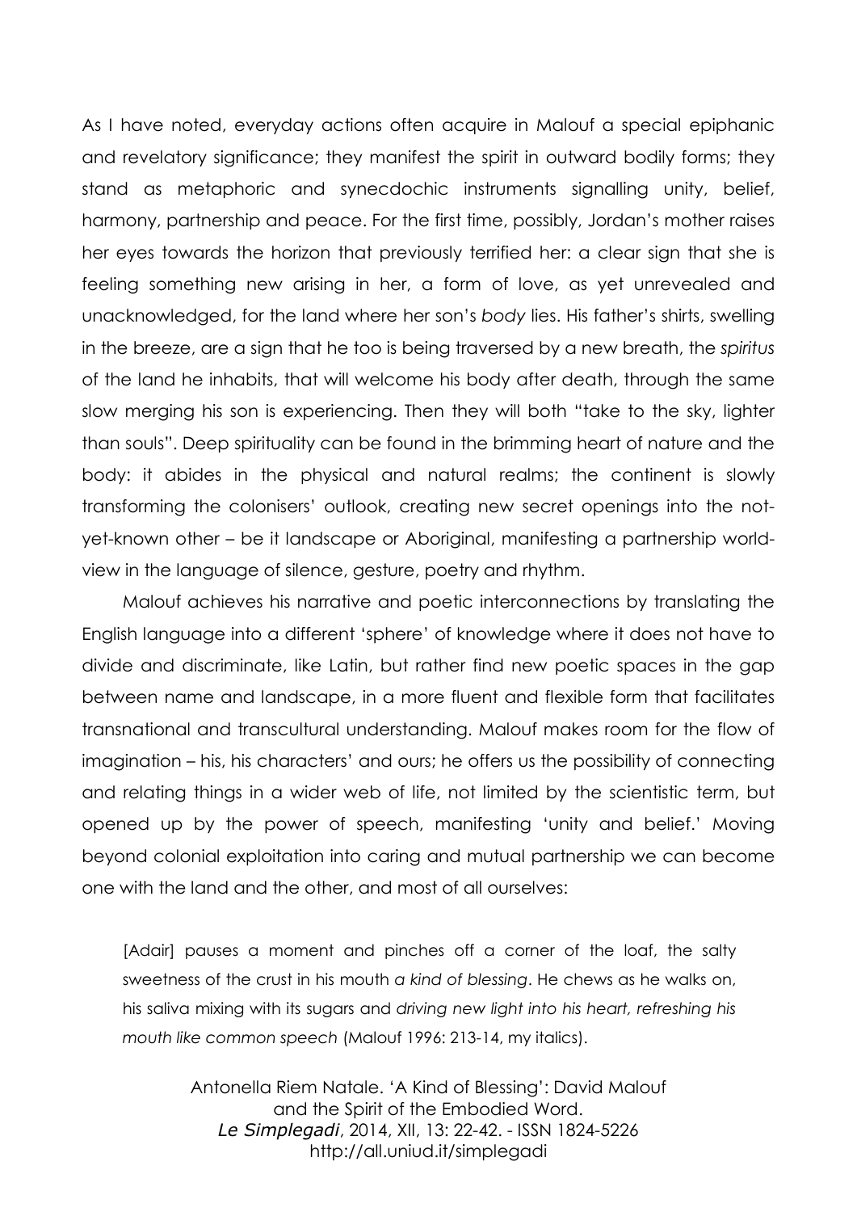As I have noted, everyday actions often acquire in Malouf a special epiphanic and revelatory significance; they manifest the spirit in outward bodily forms; they stand as metaphoric and synecdochic instruments signalling unity, belief, harmony, partnership and peace. For the first time, possibly, Jordan's mother raises her eyes towards the horizon that previously terrified her: a clear sign that she is feeling something new arising in her, a form of love, as yet unrevealed and unacknowledged, for the land where her son's *body* lies. His father's shirts, swelling in the breeze, are a sign that he too is being traversed by a new breath, the *spiritus* of the land he inhabits, that will welcome his body after death, through the same slow merging his son is experiencing. Then they will both "take to the sky, lighter than souls". Deep spirituality can be found in the brimming heart of nature and the body: it abides in the physical and natural realms; the continent is slowly transforming the colonisers' outlook, creating new secret openings into the not-yet-known other – be it landscape or Aboriginal, manifesting a partnership world-view in the language of silence, gesture, poetry and rhythm.

Malouf achieves his narrative and poetic interconnections by translating the English language into a different 'sphere' of knowledge where it does not have to divide and discriminate, like Latin, but rather find new poetic spaces in the gap between name and landscape, in a more fluent and flexible form that facilitates transnational and transcultural understanding. Malouf makes room for the flow of imagination – his, his characters' and ours; he offers us the possibility of connecting and relating things in a wider web of life, not limited by the scientistic term, but opened up by the power of speech, manifesting 'unity and belief.' Moving beyond colonial exploitation into caring and mutual partnership we can become one with the land and the other, and most of all ourselves:

> [Adair] pauses a moment and pinches off a corner of the loaf, the salty sweetness of the crust in his mouth *a kind of blessing*. He chews as he walks on, his saliva mixing with its sugars and *driving new light into his heart, refreshing his mouth like common speech* (Malouf 1996: 213-14, my italics).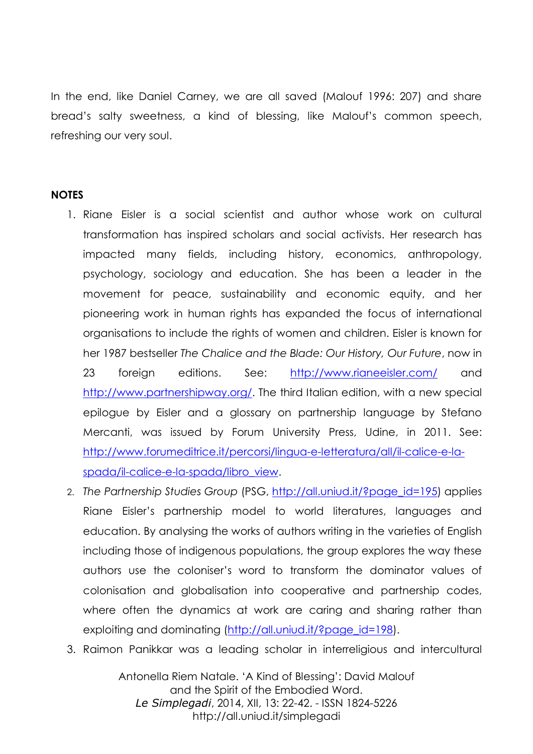In the end, like Daniel Carney, we are all saved (Malouf 1996: 207) and share bread's salty sweetness, a kind of blessing, like Malouf's common speech, refreshing our very soul.

**NOTES**

1. Riane Eisler is a social scientist and author whose work on cultural transformation has inspired scholars and social activists. Her research has impacted many fields, including history, economics, anthropology, psychology, sociology and education. She has been a leader in the movement for peace, sustainability and economic equity, and her pioneering work in human rights has expanded the focus of international organisations to include the rights of women and children. Eisler is known for her 1987 bestseller *The Chalice and the Blade: Our History, Our Future*, now in 23 foreign editions. See: http://www.rianeeisler.com/ and http://www.partnershipway.org/. The third Italian edition, with a new special epilogue by Eisler and a glossary on partnership language by Stefano Mercanti, was issued by Forum University Press, Udine, in 2011. See: http://www.forumeditrice.it/percorsi/lingua-e-letteratura/all/il-calice-e-la-spada/il-calice-e-la-spada/libro_view.
2. *The Partnership Studies Group* (PSG, http://all.uniud.it/?page_id=195) applies Riane Eisler's partnership model to world literatures, languages and education. By analysing the works of authors writing in the varieties of English including those of indigenous populations, the group explores the way these authors use the coloniser's word to transform the dominator values of colonisation and globalisation into cooperative and partnership codes, where often the dynamics at work are caring and sharing rather than exploiting and dominating (http://all.uniud.it/?page_id=198).
3. Raimon Panikkar was a leading scholar in interreligious and intercultural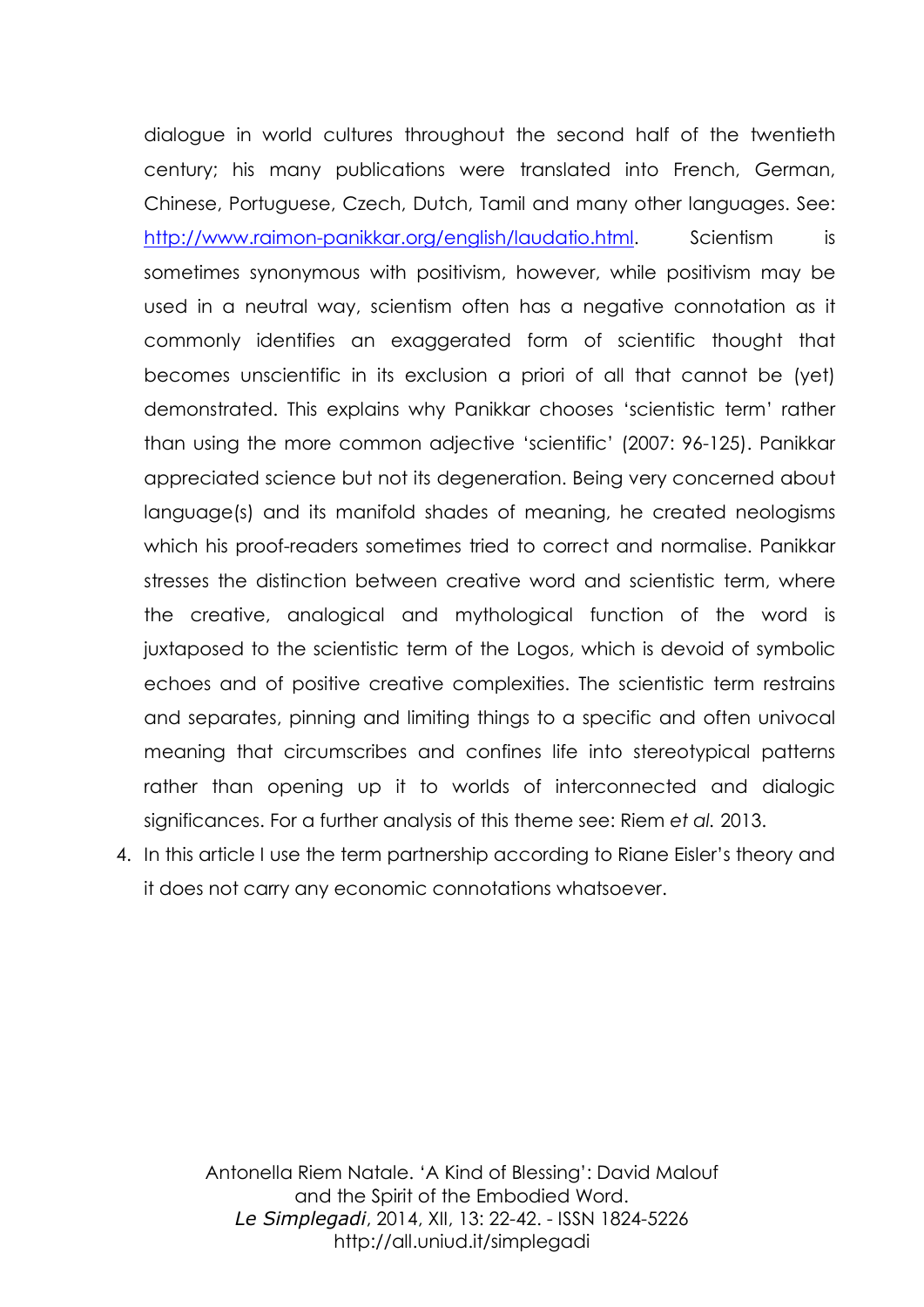dialogue in world cultures throughout the second half of the twentieth century; his many publications were translated into French, German, Chinese, Portuguese, Czech, Dutch, Tamil and many other languages. See: http://www.raimon-panikkar.org/english/laudatio.html. Scientism is sometimes synonymous with positivism, however, while positivism may be used in a neutral way, scientism often has a negative connotation as it commonly identifies an exaggerated form of scientific thought that becomes unscientific in its exclusion a priori of all that cannot be (yet) demonstrated. This explains why Panikkar chooses 'scientistic term' rather than using the more common adjective 'scientific' (2007: 96-125). Panikkar appreciated science but not its degeneration. Being very concerned about language(s) and its manifold shades of meaning, he created neologisms which his proof-readers sometimes tried to correct and normalise. Panikkar stresses the distinction between creative word and scientistic term, where the creative, analogical and mythological function of the word is juxtaposed to the scientistic term of the Logos, which is devoid of symbolic echoes and of positive creative complexities. The scientistic term restrains and separates, pinning and limiting things to a specific and often univocal meaning that circumscribes and confines life into stereotypical patterns rather than opening up it to worlds of interconnected and dialogic significances. For a further analysis of this theme see: Riem *et al.* 2013.

4. In this article I use the term partnership according to Riane Eisler's theory and it does not carry any economic connotations whatsoever.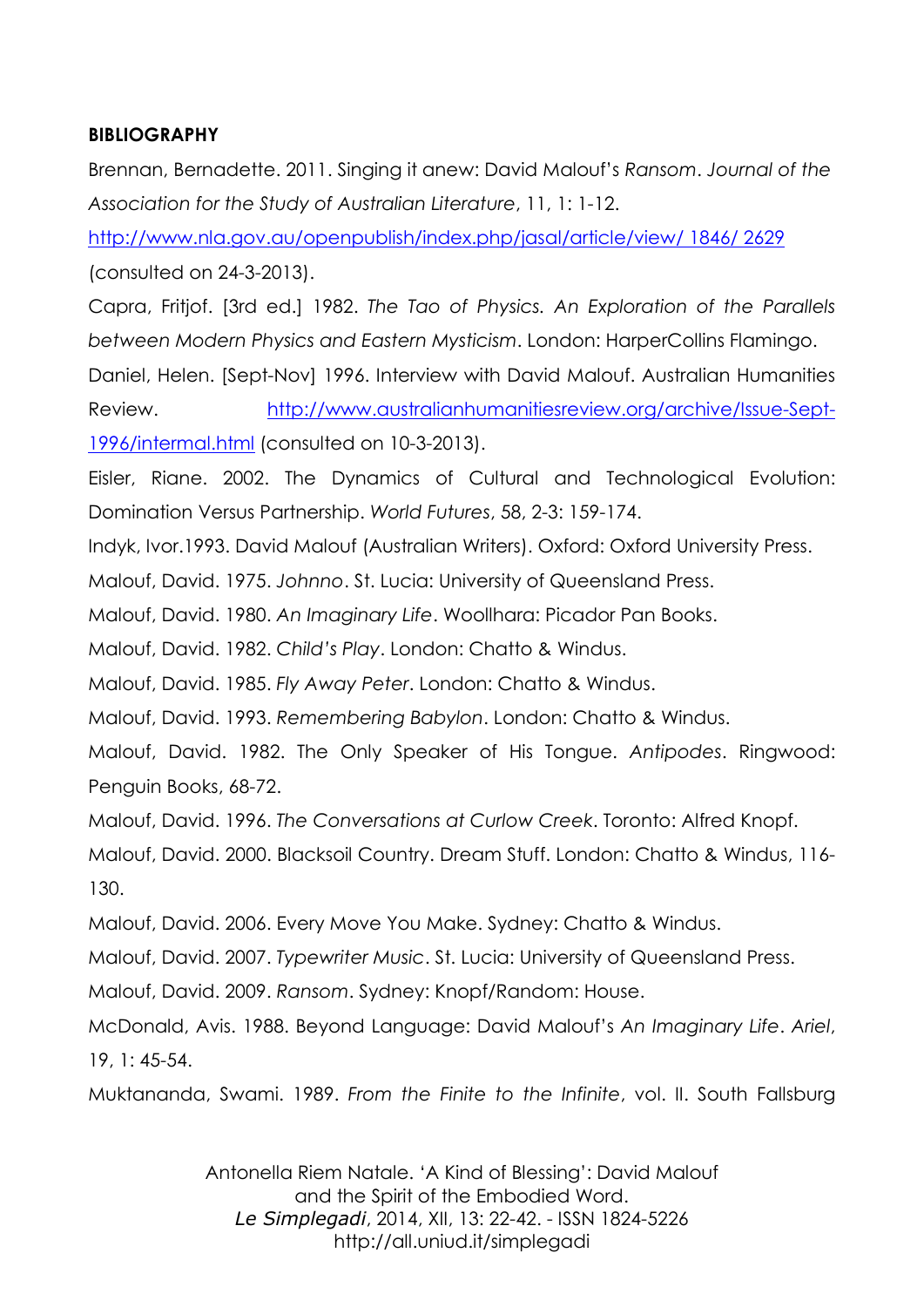**BIBLIOGRAPHY**

Brennan, Bernadette. 2011. Singing it anew: David Malouf's *Ransom*. *Journal of the Association for the Study of Australian Literature*, 11, 1: 1-12. http://www.nla.gov.au/openpublish/index.php/jasal/article/view/ 1846/ 2629 (consulted on 24-3-2013).

Capra, Fritjof. [3rd ed.] 1982. *The Tao of Physics. An Exploration of the Parallels between Modern Physics and Eastern Mysticism*. London: HarperCollins Flamingo.

Daniel, Helen. [Sept-Nov] 1996. Interview with David Malouf. Australian Humanities Review. http://www.australianhumanitiesreview.org/archive/Issue-Sept-1996/intermal.html (consulted on 10-3-2013).

Eisler, Riane. 2002. The Dynamics of Cultural and Technological Evolution: Domination Versus Partnership. *World Futures*, 58, 2-3: 159-174.

Indyk, Ivor.1993. David Malouf (Australian Writers). Oxford: Oxford University Press.

Malouf, David. 1975. *Johnno*. St. Lucia: University of Queensland Press.

Malouf, David. 1980. *An Imaginary Life*. Woollhara: Picador Pan Books.

Malouf, David. 1982. *Child's Play*. London: Chatto & Windus.

Malouf, David. 1985. *Fly Away Peter*. London: Chatto & Windus.

Malouf, David. 1993. *Remembering Babylon*. London: Chatto & Windus.

Malouf, David. 1982. The Only Speaker of His Tongue. *Antipodes*. Ringwood: Penguin Books, 68-72.

Malouf, David. 1996. *The Conversations at Curlow Creek*. Toronto: Alfred Knopf.

Malouf, David. 2000. Blacksoil Country. Dream Stuff. London: Chatto & Windus, 116-130.

Malouf, David. 2006. Every Move You Make. Sydney: Chatto & Windus.

Malouf, David. 2007. *Typewriter Music*. St. Lucia: University of Queensland Press.

Malouf, David. 2009. *Ransom*. Sydney: Knopf/Random: House.

McDonald, Avis. 1988. Beyond Language: David Malouf's *An Imaginary Life*. *Ariel*, 19, 1: 45-54.

Muktananda, Swami. 1989. *From the Finite to the Infinite*, vol. II. South Fallsburg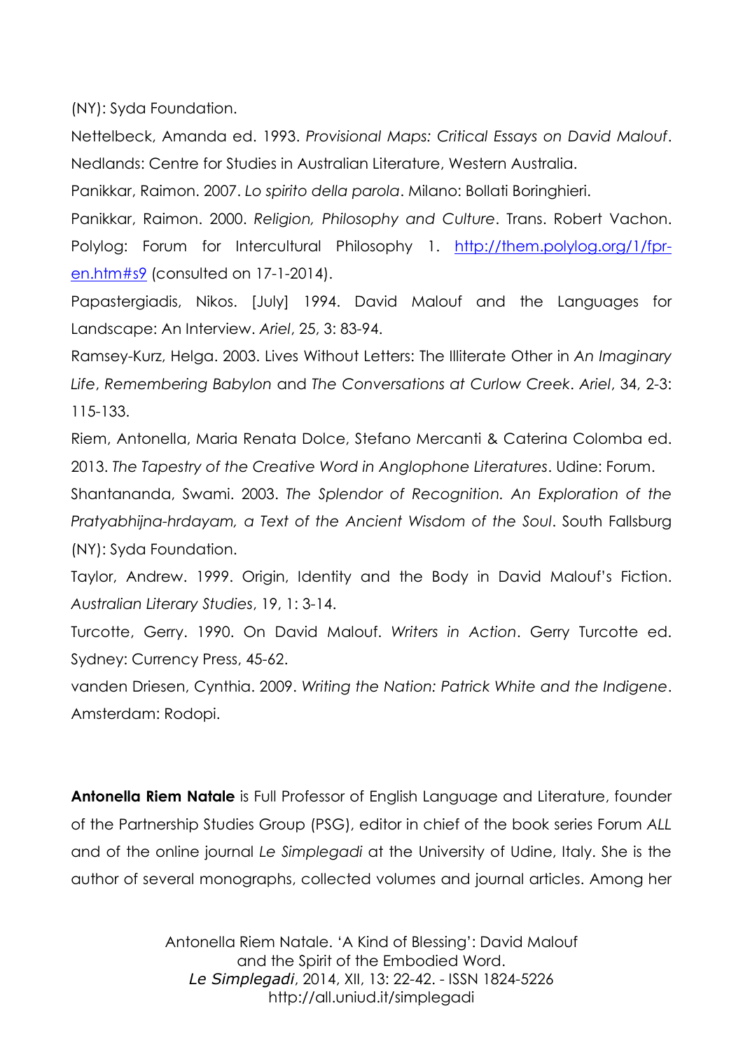(NY): Syda Foundation.

Nettelbeck, Amanda ed. 1993. *Provisional Maps: Critical Essays on David Malouf*. Nedlands: Centre for Studies in Australian Literature, Western Australia.

Panikkar, Raimon. 2007. *Lo spirito della parola*. Milano: Bollati Boringhieri.

Panikkar, Raimon. 2000. *Religion, Philosophy and Culture*. Trans. Robert Vachon. Polylog: Forum for Intercultural Philosophy 1. [http://them.polylog.org/1/fpr-en.htm#s9](http://them.polylog.org/1/fpr-en.htm#s9) (consulted on 17-1-2014).

Papastergiadis, Nikos. [July] 1994. David Malouf and the Languages for Landscape: An Interview. *Ariel*, 25, 3: 83-94.

Ramsey-Kurz, Helga. 2003. Lives Without Letters: The Illiterate Other in *An Imaginary Life*, *Remembering Babylon* and *The Conversations at Curlow Creek*. *Ariel*, 34, 2-3: 115-133.

Riem, Antonella, Maria Renata Dolce, Stefano Mercanti & Caterina Colomba ed. 2013. *The Tapestry of the Creative Word in Anglophone Literatures*. Udine: Forum.

Shantananda, Swami. 2003. *The Splendor of Recognition. An Exploration of the Pratyabhijna-hrdayam, a Text of the Ancient Wisdom of the Soul*. South Fallsburg (NY): Syda Foundation.

Taylor, Andrew. 1999. Origin, Identity and the Body in David Malouf's Fiction. *Australian Literary Studies*, 19, 1: 3-14.

Turcotte, Gerry. 1990. On David Malouf. *Writers in Action*. Gerry Turcotte ed. Sydney: Currency Press, 45-62.

vanden Driesen, Cynthia. 2009. *Writing the Nation: Patrick White and the Indigene*. Amsterdam: Rodopi.

**Antonella Riem Natale** is Full Professor of English Language and Literature, founder of the Partnership Studies Group (PSG), editor in chief of the book series Forum *ALL* and of the online journal *Le Simplegadi* at the University of Udine, Italy. She is the author of several monographs, collected volumes and journal articles. Among her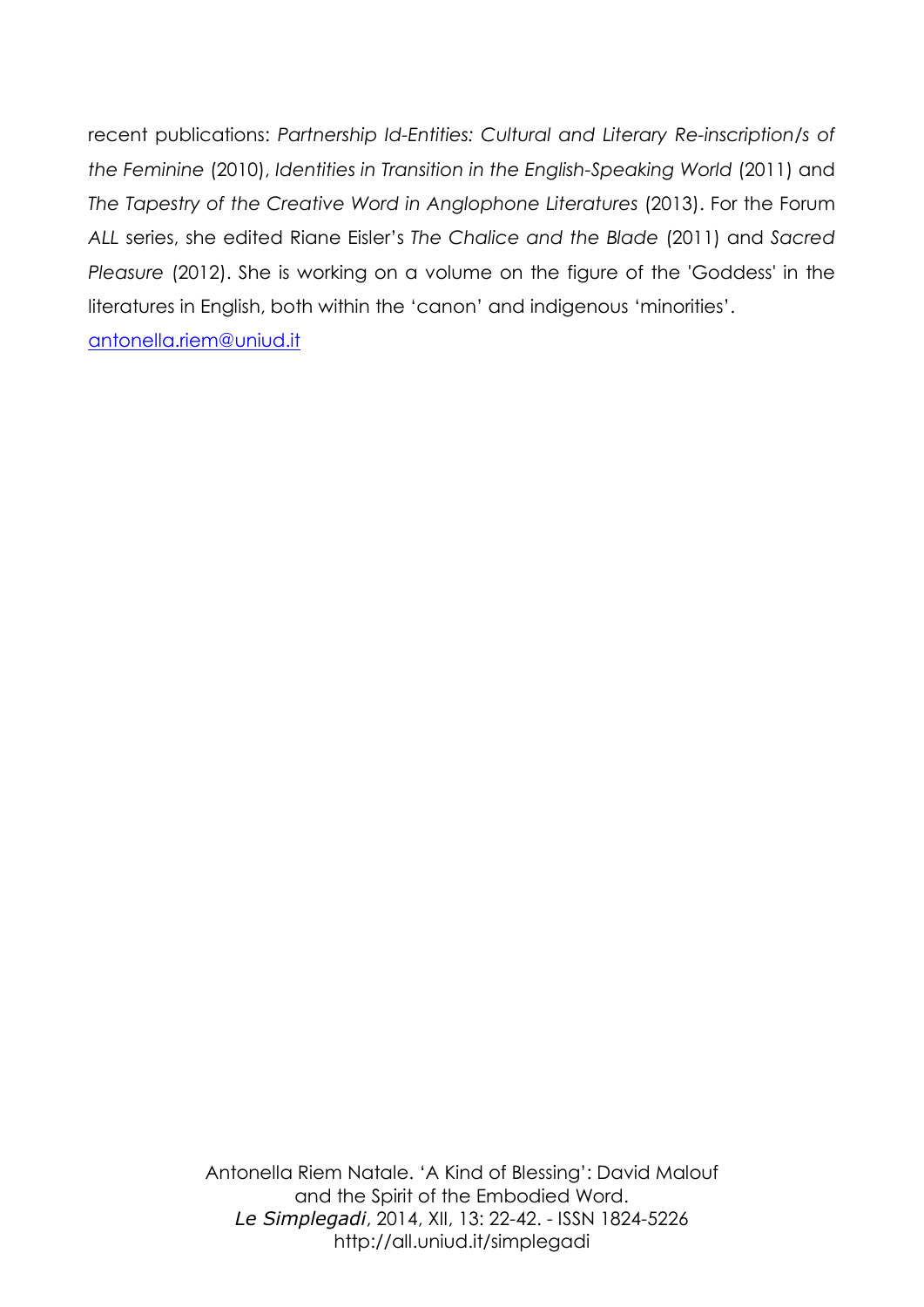recent publications: *Partnership Id-Entities: Cultural and Literary Re-inscription/s of the Feminine* (2010), *Identities in Transition in the English-Speaking World* (2011) and *The Tapestry of the Creative Word in Anglophone Literatures* (2013). For the Forum *ALL* series, she edited Riane Eisler's *The Chalice and the Blade* (2011) and *Sacred Pleasure* (2012). She is working on a volume on the figure of the 'Goddess' in the literatures in English, both within the 'canon' and indigenous 'minorities'.

antonella.riem@uniud.it